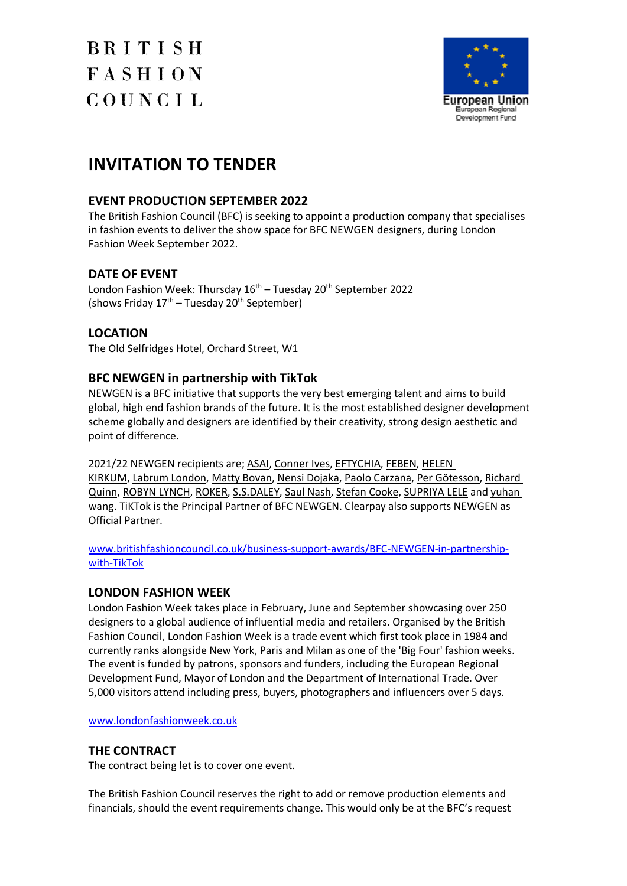BRITISH FASHION COUNCIL

European Union
European Regional Development Fund

# INVITATION TO TENDER

## EVENT PRODUCTION SEPTEMBER 2022

The British Fashion Council (BFC) is seeking to appoint a production company that specialises in fashion events to deliver the show space for BFC NEWGEN designers, during London Fashion Week September 2022.

## DATE OF EVENT

London Fashion Week: Thursday 16th – Tuesday 20th September 2022
(shows Friday 17th – Tuesday 20th September)

## LOCATION

The Old Selfridges Hotel, Orchard Street, W1

## BFC NEWGEN in partnership with TikTok

NEWGEN is a BFC initiative that supports the very best emerging talent and aims to build global, high end fashion brands of the future. It is the most established designer development scheme globally and designers are identified by their creativity, strong design aesthetic and point of difference.

2021/22 NEWGEN recipients are; ASAI, Conner Ives, EFTYCHIA, FEBEN, HELEN KIRKUM, Labrum London, Matty Bovan, Nensi Dojaka, Paolo Carzana, Per Götesson, Richard Quinn, ROBYN LYNCH, ROKER, S.S.DALEY, Saul Nash, Stefan Cooke, SUPRIYA LELE and yuhan wang. TiKTok is the Principal Partner of BFC NEWGEN. Clearpay also supports NEWGEN as Official Partner.

www.britishfashioncouncil.co.uk/business-support-awards/BFC-NEWGEN-in-partnership-with-TikTok

## LONDON FASHION WEEK

London Fashion Week takes place in February, June and September showcasing over 250 designers to a global audience of influential media and retailers. Organised by the British Fashion Council, London Fashion Week is a trade event which first took place in 1984 and currently ranks alongside New York, Paris and Milan as one of the 'Big Four' fashion weeks. The event is funded by patrons, sponsors and funders, including the European Regional Development Fund, Mayor of London and the Department of International Trade. Over 5,000 visitors attend including press, buyers, photographers and influencers over 5 days.

www.londonfashionweek.co.uk

## THE CONTRACT

The contract being let is to cover one event.

The British Fashion Council reserves the right to add or remove production elements and financials, should the event requirements change. This would only be at the BFC's request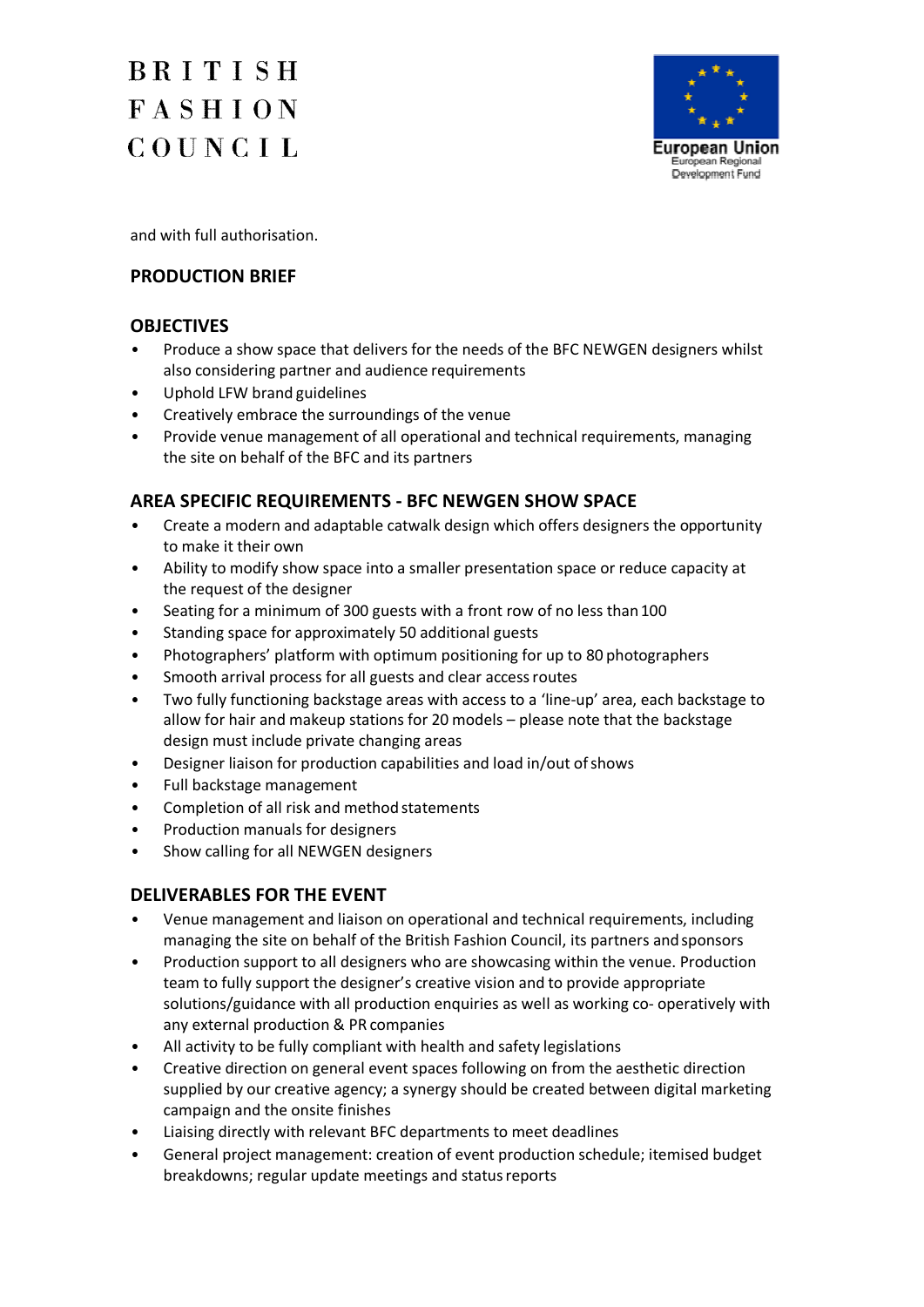and with full authorisation.

## PRODUCTION BRIEF

### OBJECTIVES

- Produce a show space that delivers for the needs of the BFC NEWGEN designers whilst also considering partner and audience requirements
- Uphold LFW brand guidelines
- Creatively embrace the surroundings of the venue
- Provide venue management of all operational and technical requirements, managing the site on behalf of the BFC and its partners

### AREA SPECIFIC REQUIREMENTS - BFC NEWGEN SHOW SPACE

- Create a modern and adaptable catwalk design which offers designers the opportunity to make it their own
- Ability to modify show space into a smaller presentation space or reduce capacity at the request of the designer
- Seating for a minimum of 300 guests with a front row of no less than 100
- Standing space for approximately 50 additional guests
- Photographers' platform with optimum positioning for up to 80 photographers
- Smooth arrival process for all guests and clear access routes
- Two fully functioning backstage areas with access to a 'line-up' area, each backstage to allow for hair and makeup stations for 20 models – please note that the backstage design must include private changing areas
- Designer liaison for production capabilities and load in/out of shows
- Full backstage management
- Completion of all risk and method statements
- Production manuals for designers
- Show calling for all NEWGEN designers

### DELIVERABLES FOR THE EVENT

- Venue management and liaison on operational and technical requirements, including managing the site on behalf of the British Fashion Council, its partners and sponsors
- Production support to all designers who are showcasing within the venue. Production team to fully support the designer's creative vision and to provide appropriate solutions/guidance with all production enquiries as well as working co- operatively with any external production & PR companies
- All activity to be fully compliant with health and safety legislations
- Creative direction on general event spaces following on from the aesthetic direction supplied by our creative agency; a synergy should be created between digital marketing campaign and the onsite finishes
- Liaising directly with relevant BFC departments to meet deadlines
- General project management: creation of event production schedule; itemised budget breakdowns; regular update meetings and status reports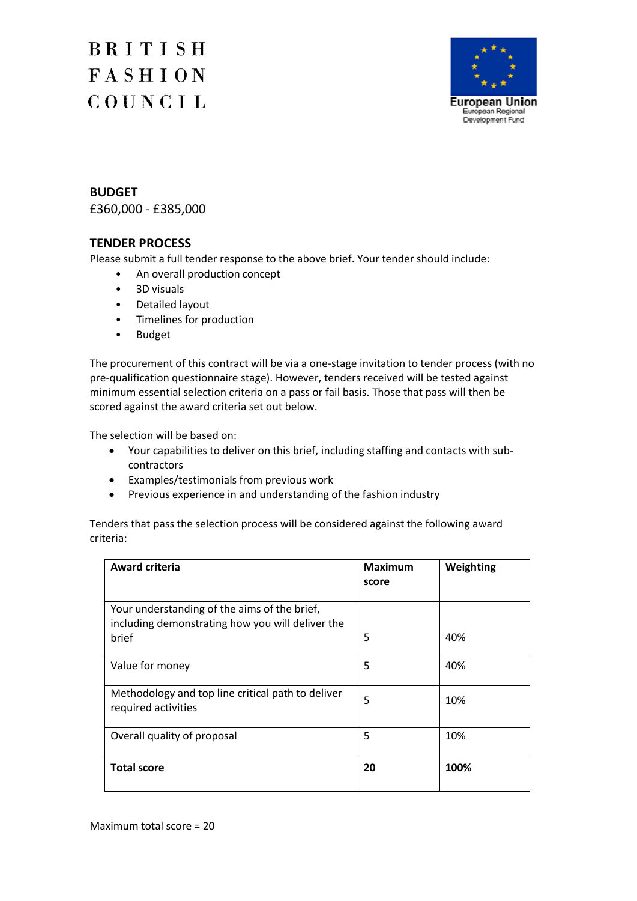BRITISH FASHION COUNCIL

European Union
European Regional Development Fund

## BUDGET

£360,000 - £385,000

## TENDER PROCESS

Please submit a full tender response to the above brief. Your tender should include:

- An overall production concept
- 3D visuals
- Detailed layout
- Timelines for production
- Budget

The procurement of this contract will be via a one-stage invitation to tender process (with no pre-qualification questionnaire stage). However, tenders received will be tested against minimum essential selection criteria on a pass or fail basis. Those that pass will then be scored against the award criteria set out below.

The selection will be based on:

- Your capabilities to deliver on this brief, including staffing and contacts with sub-contractors
- Examples/testimonials from previous work
- Previous experience in and understanding of the fashion industry

Tenders that pass the selection process will be considered against the following award criteria:

| **Award criteria** | **Maximum score** | **Weighting** |
|---|---|---|
| Your understanding of the aims of the brief, including demonstrating how you will deliver the brief | 5 | 40% |
| Value for money | 5 | 40% |
| Methodology and top line critical path to deliver required activities | 5 | 10% |
| Overall quality of proposal | 5 | 10% |
| **Total score** | **20** | **100%** |

Maximum total score = 20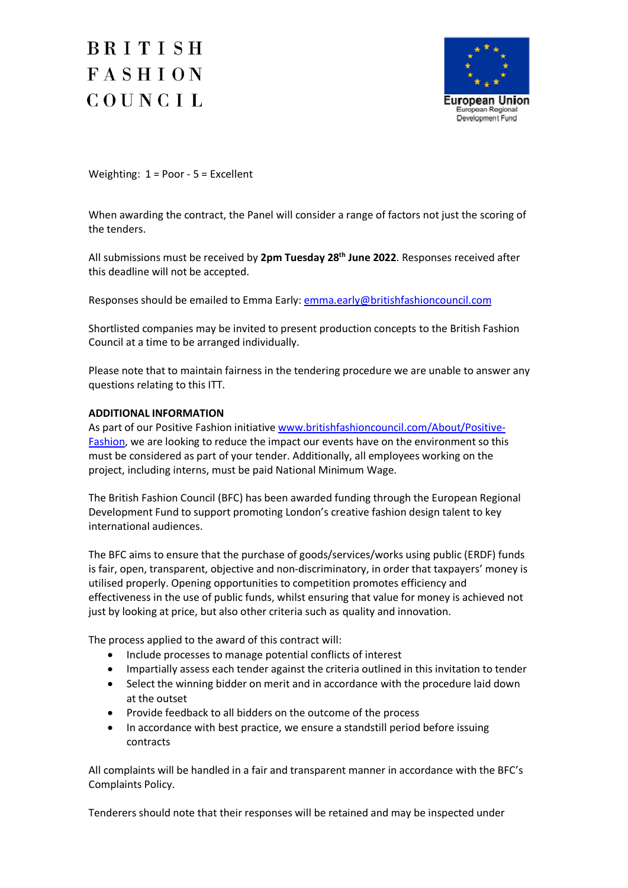Weighting: 1 = Poor - 5 = Excellent

When awarding the contract, the Panel will consider a range of factors not just the scoring of the tenders.

All submissions must be received by **2pm Tuesday 28th June 2022**. Responses received after this deadline will not be accepted.

Responses should be emailed to Emma Early: emma.early@britishfashioncouncil.com

Shortlisted companies may be invited to present production concepts to the British Fashion Council at a time to be arranged individually.

Please note that to maintain fairness in the tendering procedure we are unable to answer any questions relating to this ITT.

**ADDITIONAL INFORMATION**
As part of our Positive Fashion initiative www.britishfashioncouncil.com/About/Positive-Fashion, we are looking to reduce the impact our events have on the environment so this must be considered as part of your tender. Additionally, all employees working on the project, including interns, must be paid National Minimum Wage.

The British Fashion Council (BFC) has been awarded funding through the European Regional Development Fund to support promoting London's creative fashion design talent to key international audiences.

The BFC aims to ensure that the purchase of goods/services/works using public (ERDF) funds is fair, open, transparent, objective and non-discriminatory, in order that taxpayers' money is utilised properly. Opening opportunities to competition promotes efficiency and effectiveness in the use of public funds, whilst ensuring that value for money is achieved not just by looking at price, but also other criteria such as quality and innovation.

The process applied to the award of this contract will:

- Include processes to manage potential conflicts of interest
- Impartially assess each tender against the criteria outlined in this invitation to tender
- Select the winning bidder on merit and in accordance with the procedure laid down at the outset
- Provide feedback to all bidders on the outcome of the process
- In accordance with best practice, we ensure a standstill period before issuing contracts

All complaints will be handled in a fair and transparent manner in accordance with the BFC's Complaints Policy.

Tenderers should note that their responses will be retained and may be inspected under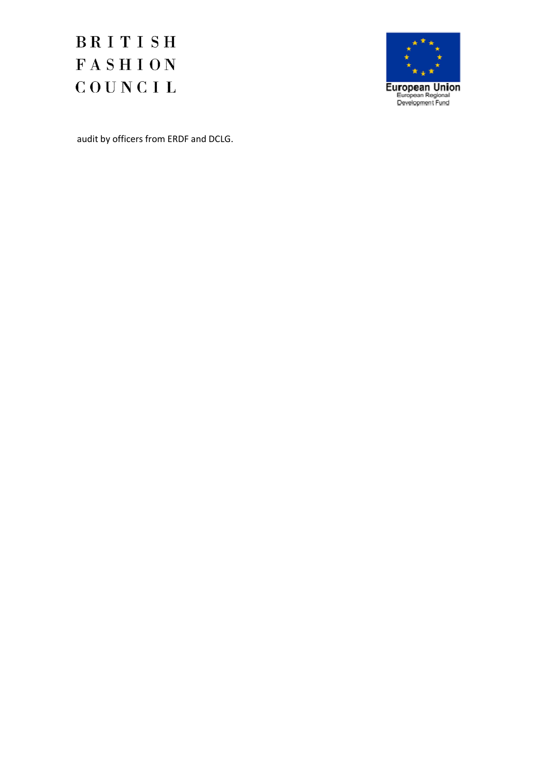audit by officers from ERDF and DCLG.